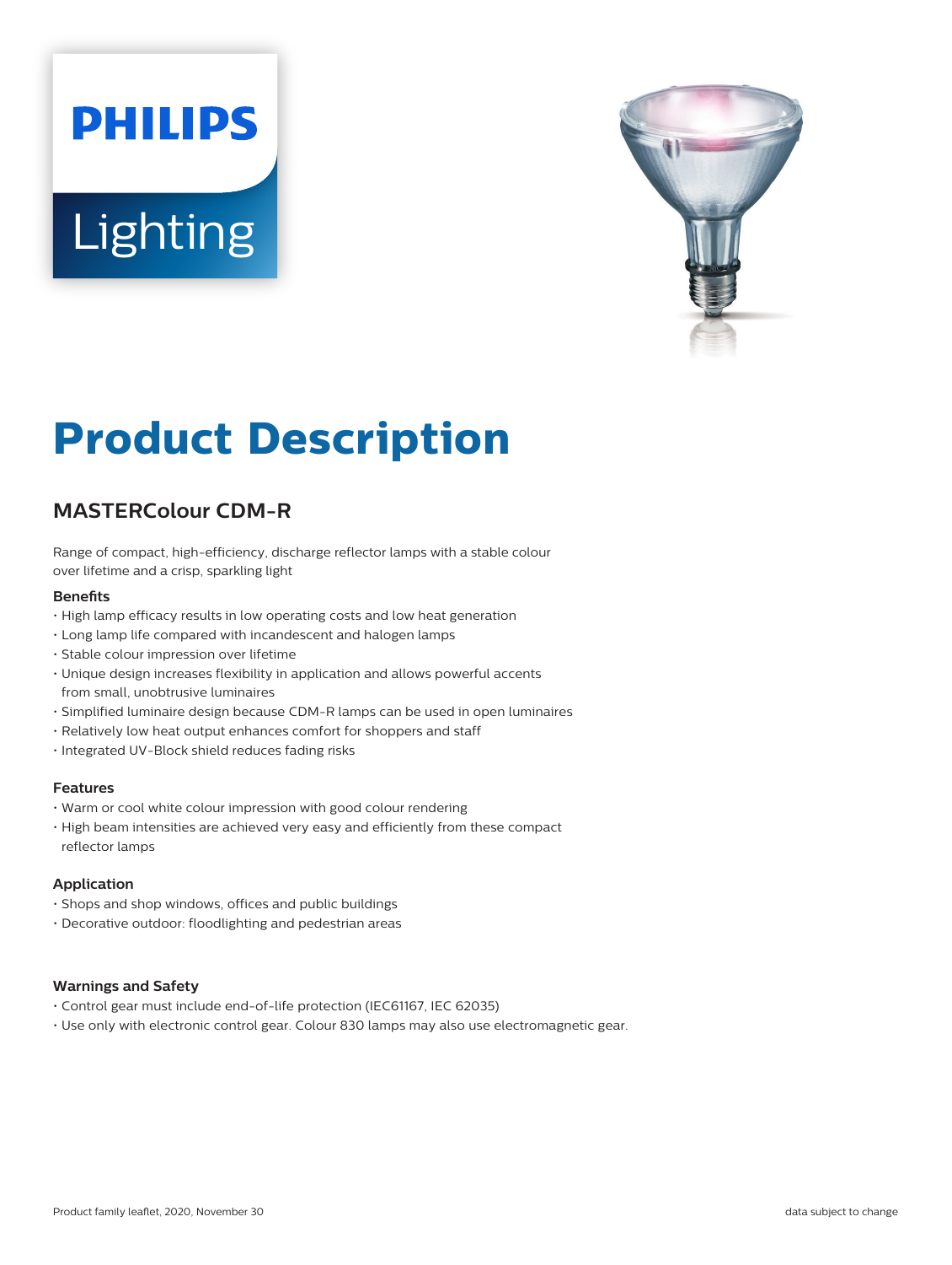# Product Description

## MASTERColour CDM-R

Range of compact, high-efficiency, discharge reflector lamps with a stable colour over lifetime and a crisp, sparkling light

### Benefits

- High lamp efficacy results in low operating costs and low heat generation
- Long lamp life compared with incandescent and halogen lamps
- Stable colour impression over lifetime
- Unique design increases flexibility in application and allows powerful accents from small, unobtrusive luminaires
- Simplified luminaire design because CDM-R lamps can be used in open luminaires
- Relatively low heat output enhances comfort for shoppers and staff
- Integrated UV-Block shield reduces fading risks

### Features

- Warm or cool white colour impression with good colour rendering
- High beam intensities are achieved very easy and efficiently from these compact reflector lamps

### Application

- Shops and shop windows, offices and public buildings
- Decorative outdoor: floodlighting and pedestrian areas

### Warnings and Safety

- Control gear must include end-of-life protection (IEC61167, IEC 62035)
- Use only with electronic control gear. Colour 830 lamps may also use electromagnetic gear.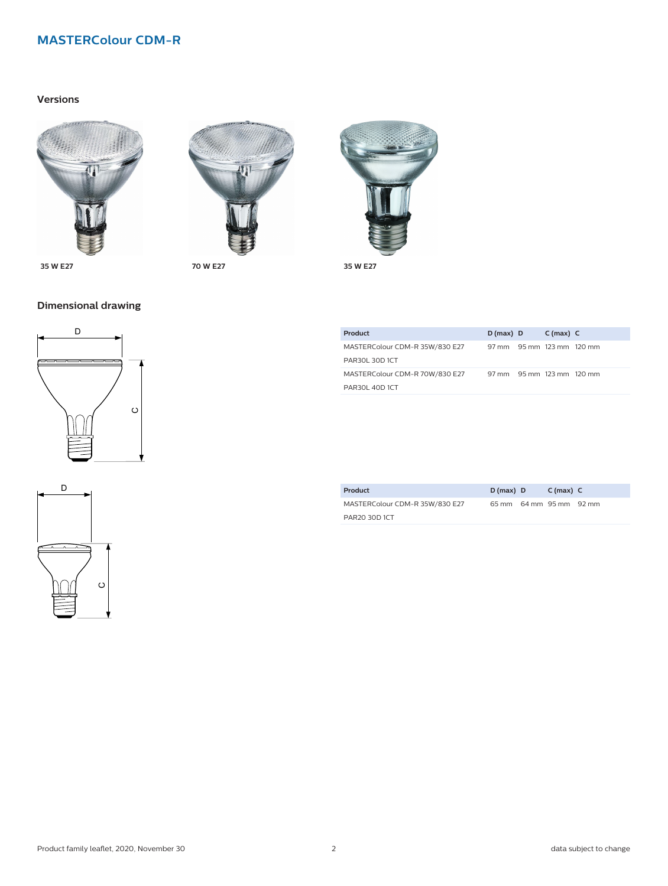## MASTERColour CDM-R

### Versions

35 W E27

70 W E27

35 W E27

### Dimensional drawing

| Product | D (max) | D | C (max) | C |
|---|---|---|---|---|
| MASTERColour CDM-R 35W/830 E27 PAR30L 30D 1CT | 97 mm | 95 mm | 123 mm | 120 mm |
| MASTERColour CDM-R 70W/830 E27 PAR30L 40D 1CT | 97 mm | 95 mm | 123 mm | 120 mm |

| Product | D (max) | D | C (max) | C |
|---|---|---|---|---|
| MASTERColour CDM-R 35W/830 E27 PAR20 30D 1CT | 65 mm | 64 mm | 95 mm | 92 mm |

Product family leaflet, 2020, November 30

data subject to change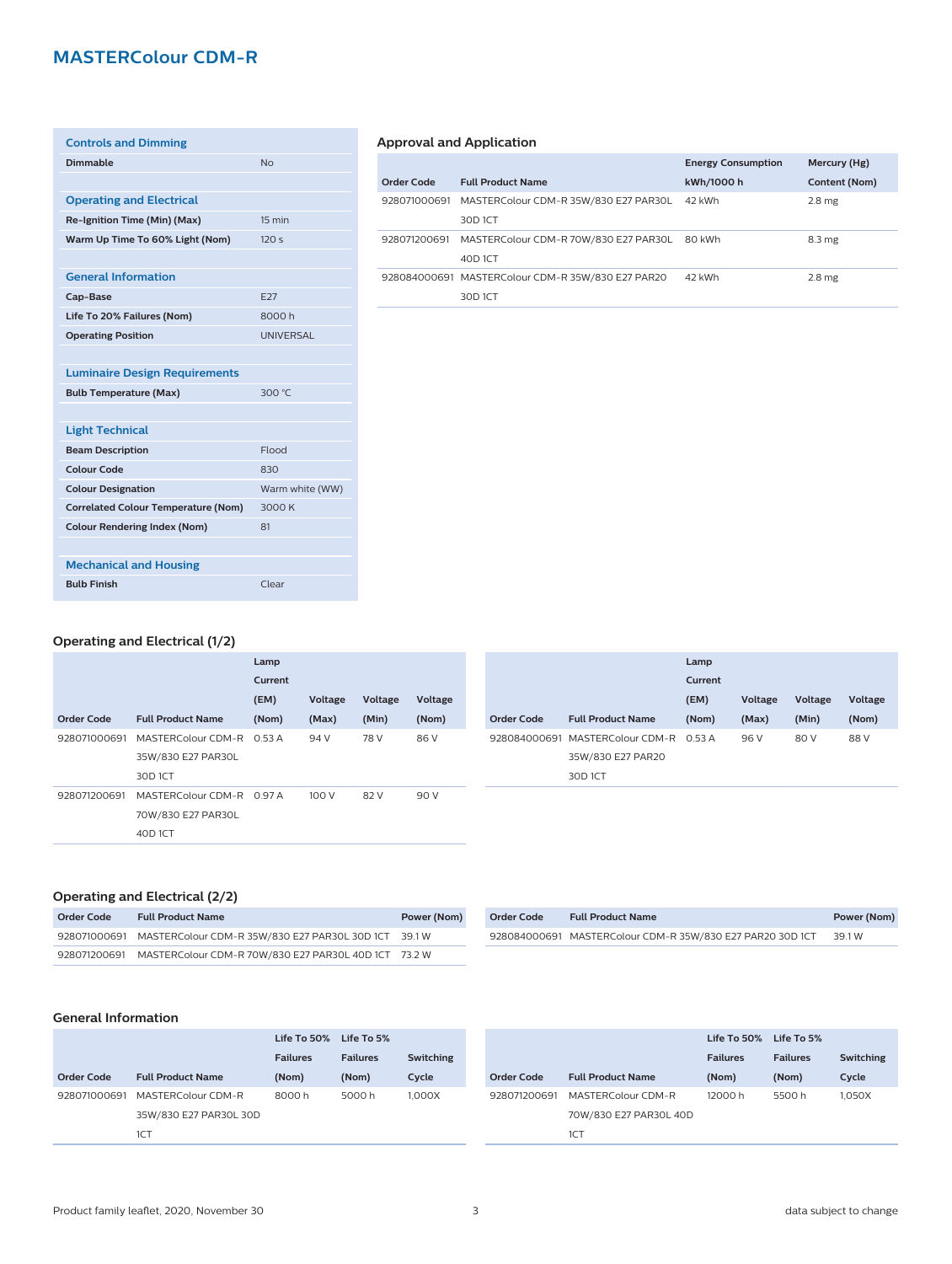# MASTERColour CDM-R

| Controls and Dimming | |
|---|---|
| **Dimmable** | No |

| Operating and Electrical | |
|---|---|
| **Re-Ignition Time (Min) (Max)** | 15 min |
| **Warm Up Time To 60% Light (Nom)** | 120 s |

| General Information | |
|---|---|
| **Cap-Base** | E27 |
| **Life To 20% Failures (Nom)** | 8000 h |
| **Operating Position** | UNIVERSAL |

| Luminaire Design Requirements | |
|---|---|
| **Bulb Temperature (Max)** | 300 °C |

| Light Technical | |
|---|---|
| **Beam Description** | Flood |
| **Colour Code** | 830 |
| **Colour Designation** | Warm white (WW) |
| **Correlated Colour Temperature (Nom)** | 3000 K |
| **Colour Rendering Index (Nom)** | 81 |

| Mechanical and Housing | |
|---|---|
| **Bulb Finish** | Clear |

## Approval and Application

| Order Code | Full Product Name | Energy Consumption kWh/1000 h | Mercury (Hg) Content (Nom) |
|---|---|---|---|
| 928071000691 | MASTERColour CDM-R 35W/830 E27 PAR30L 30D 1CT | 42 kWh | 2.8 mg |
| 928071200691 | MASTERColour CDM-R 70W/830 E27 PAR30L 40D 1CT | 80 kWh | 8.3 mg |
| 928084000691 | MASTERColour CDM-R 35W/830 E27 PAR20 30D 1CT | 42 kWh | 2.8 mg |

## Operating and Electrical (1/2)

| Order Code | Full Product Name | Lamp Current (EM) (Nom) | Voltage (Max) | Voltage (Min) | Voltage (Nom) |
|---|---|---|---|---|---|
| 928071000691 | MASTERColour CDM-R 35W/830 E27 PAR30L 30D 1CT | 0.53 A | 94 V | 78 V | 86 V |
| 928071200691 | MASTERColour CDM-R 70W/830 E27 PAR30L 40D 1CT | 0.97 A | 100 V | 82 V | 90 V |
| 928084000691 | MASTERColour CDM-R 35W/830 E27 PAR20 30D 1CT | 0.53 A | 96 V | 80 V | 88 V |

## Operating and Electrical (2/2)

| Order Code | Full Product Name | Power (Nom) |
|---|---|---|
| 928071000691 | MASTERColour CDM-R 35W/830 E27 PAR30L 30D 1CT | 39.1 W |
| 928071200691 | MASTERColour CDM-R 70W/830 E27 PAR30L 40D 1CT | 73.2 W |
| 928084000691 | MASTERColour CDM-R 35W/830 E27 PAR20 30D 1CT | 39.1 W |

## General Information

| Order Code | Full Product Name | Life To 50% Failures (Nom) | Life To 5% Failures (Nom) | Switching Cycle |
|---|---|---|---|---|
| 928071000691 | MASTERColour CDM-R 35W/830 E27 PAR30L 30D 1CT | 8000 h | 5000 h | 1,000X |
| 928071200691 | MASTERColour CDM-R 70W/830 E27 PAR30L 40D 1CT | 12000 h | 5500 h | 1,050X |

Product family leaflet, 2020, November 30 — data subject to change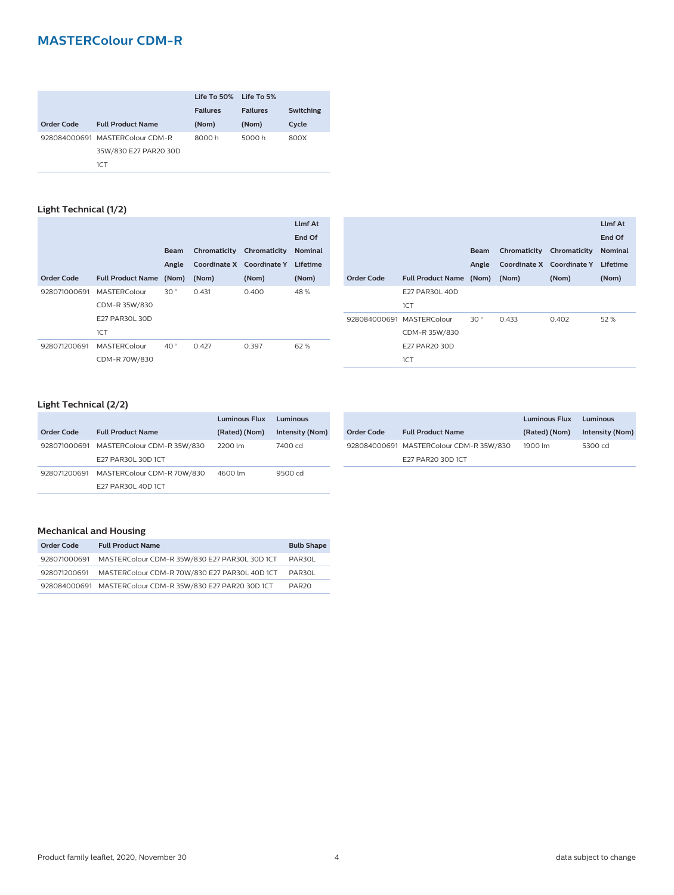## MASTERColour CDM-R

| Order Code | Full Product Name | Life To 50% Failures (Nom) | Life To 5% Failures (Nom) | Switching Cycle |
|---|---|---|---|---|
| 928084000691 | MASTERColour CDM-R 35W/830 E27 PAR20 30D 1CT | 8000 h | 5000 h | 800X |

### Light Technical (1/2)

| Order Code | Full Product Name | Beam Angle (Nom) | Chromaticity Coordinate X (Nom) | Chromaticity Coordinate Y (Nom) | Llmf At End Of Nominal Lifetime (Nom) |
|---|---|---|---|---|---|
| 928071000691 | MASTERColour CDM-R 35W/830 E27 PAR30L 30D 1CT | 30 ° | 0.431 | 0.400 | 48 % |
| 928071200691 | MASTERColour CDM-R 70W/830 E27 PAR30L 40D 1CT | 40 ° | 0.427 | 0.397 | 62 % |
| 928084000691 | MASTERColour CDM-R 35W/830 E27 PAR20 30D 1CT | 30 ° | 0.433 | 0.402 | 52 % |

### Light Technical (2/2)

| Order Code | Full Product Name | Luminous Flux (Rated) (Nom) | Luminous Intensity (Nom) |
|---|---|---|---|
| 928071000691 | MASTERColour CDM-R 35W/830 E27 PAR30L 30D 1CT | 2200 lm | 7400 cd |
| 928071200691 | MASTERColour CDM-R 70W/830 E27 PAR30L 40D 1CT | 4600 lm | 9500 cd |
| 928084000691 | MASTERColour CDM-R 35W/830 E27 PAR20 30D 1CT | 1900 lm | 5300 cd |

### Mechanical and Housing

| Order Code | Full Product Name | Bulb Shape |
|---|---|---|
| 928071000691 | MASTERColour CDM-R 35W/830 E27 PAR30L 30D 1CT | PAR30L |
| 928071200691 | MASTERColour CDM-R 70W/830 E27 PAR30L 40D 1CT | PAR30L |
| 928084000691 | MASTERColour CDM-R 35W/830 E27 PAR20 30D 1CT | PAR20 |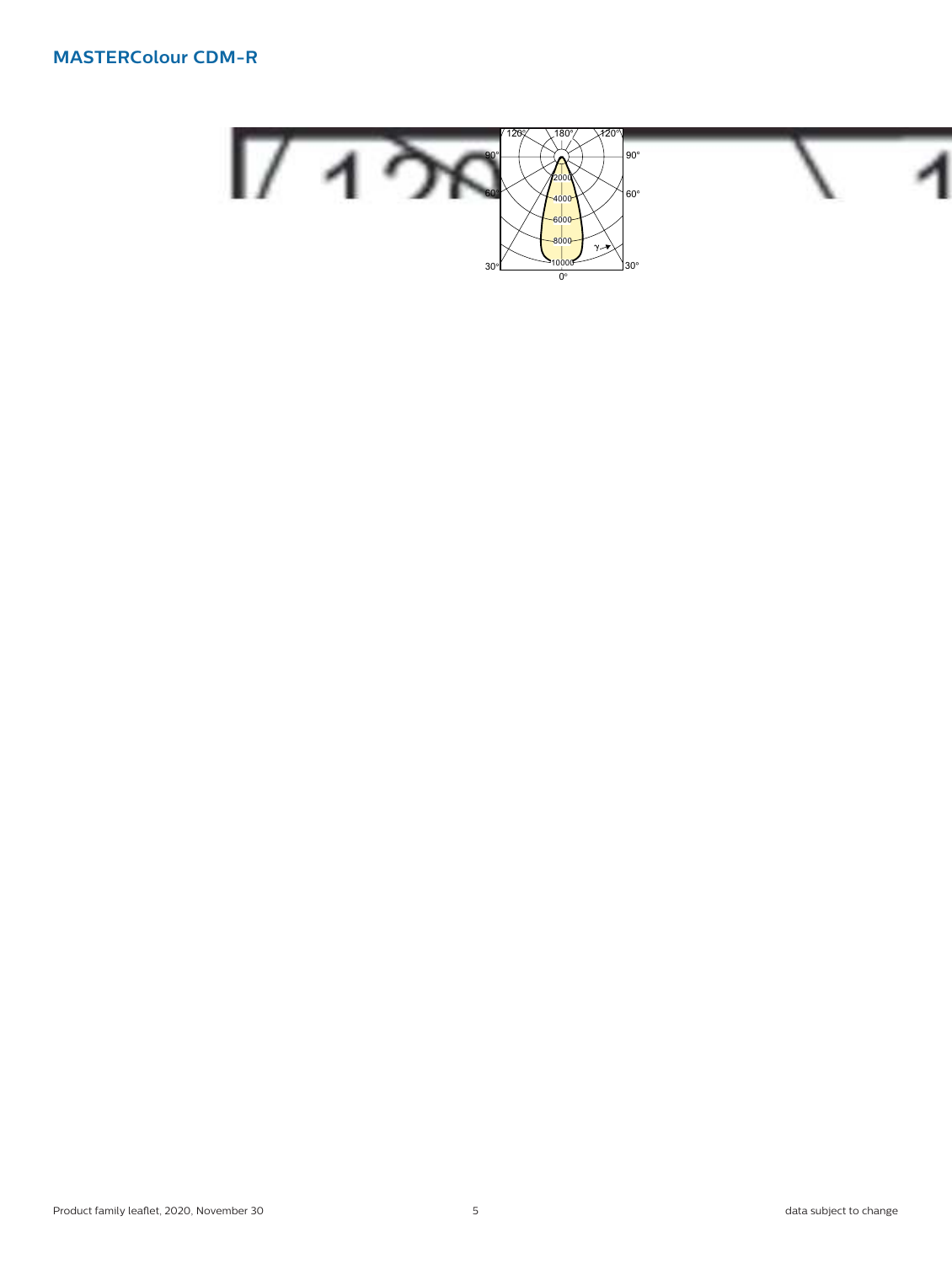# MASTERColour CDM-R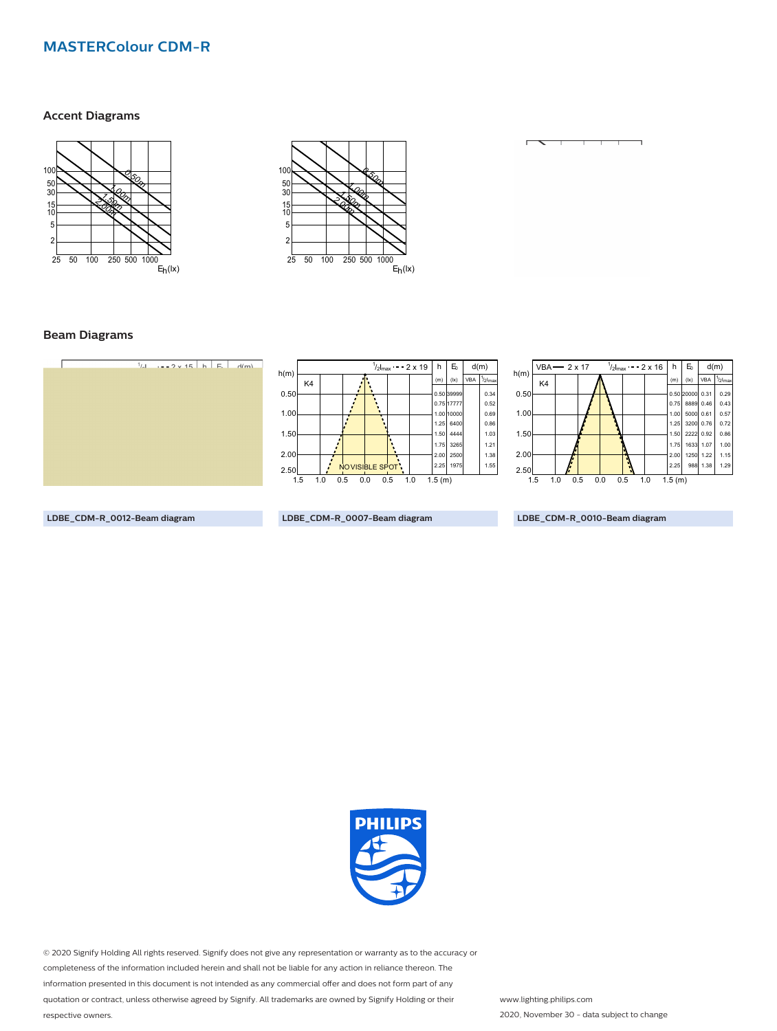## MASTERColour CDM-R

### Accent Diagrams

100
50
30
15
10
5
2
25 50 100 250 500 1000
$E_h$(lx)
0.50m
1.00m
1.50m
2.00m

100
50
30
15
10
5
2
25 50 100 250 500 1000
$E_h$(lx)
0.50m
1.00m
1.50m
2.00m

### Beam Diagrams

LDBE_CDM-R_0012-Beam diagram

h(m)
K4
½Imax - - - 2 x 19
NO VISIBLE SPOT
0.50
1.00
1.50
2.00
2.50
1.5 1.0 0.5 0.0 0.5 1.0 1.5 (m)

| h (m) | $E_0$ (lx) | d(m) VBA | d(m) ½Imax |
|---|---|---|---|
| 0.50 | 39999 | | 0.34 |
| 0.75 | 17777 | | 0.52 |
| 1.00 | 10000 | | 0.69 |
| 1.25 | 6400 | | 0.86 |
| 1.50 | 4444 | | 1.03 |
| 1.75 | 3265 | | 1.21 |
| 2.00 | 2500 | | 1.38 |
| 2.25 | 1975 | | 1.55 |

LDBE_CDM-R_0007-Beam diagram

h(m)
K4
VBA — 2 x 17
½Imax - - - 2 x 16
0.50
1.00
1.50
2.00
2.50
1.5 1.0 0.5 0.0 0.5 1.0 1.5 (m)

| h (m) | $E_0$ (lx) | d(m) VBA | d(m) ½Imax |
|---|---|---|---|
| 0.50 | 20000 | 0.31 | 0.29 |
| 0.75 | 8889 | 0.46 | 0.43 |
| 1.00 | 5000 | 0.61 | 0.57 |
| 1.25 | 3200 | 0.76 | 0.72 |
| 1.50 | 2222 | 0.92 | 0.86 |
| 1.75 | 1633 | 1.07 | 1.00 |
| 2.00 | 1250 | 1.22 | 1.15 |
| 2.25 | 988 | 1.38 | 1.29 |

LDBE_CDM-R_0010-Beam diagram

© 2020 Signify Holding All rights reserved. Signify does not give any representation or warranty as to the accuracy or completeness of the information included herein and shall not be liable for any action in reliance thereon. The information presented in this document is not intended as any commercial offer and does not form part of any quotation or contract, unless otherwise agreed by Signify. All trademarks are owned by Signify Holding or their respective owners.

www.lighting.philips.com
2020, November 30 - data subject to change